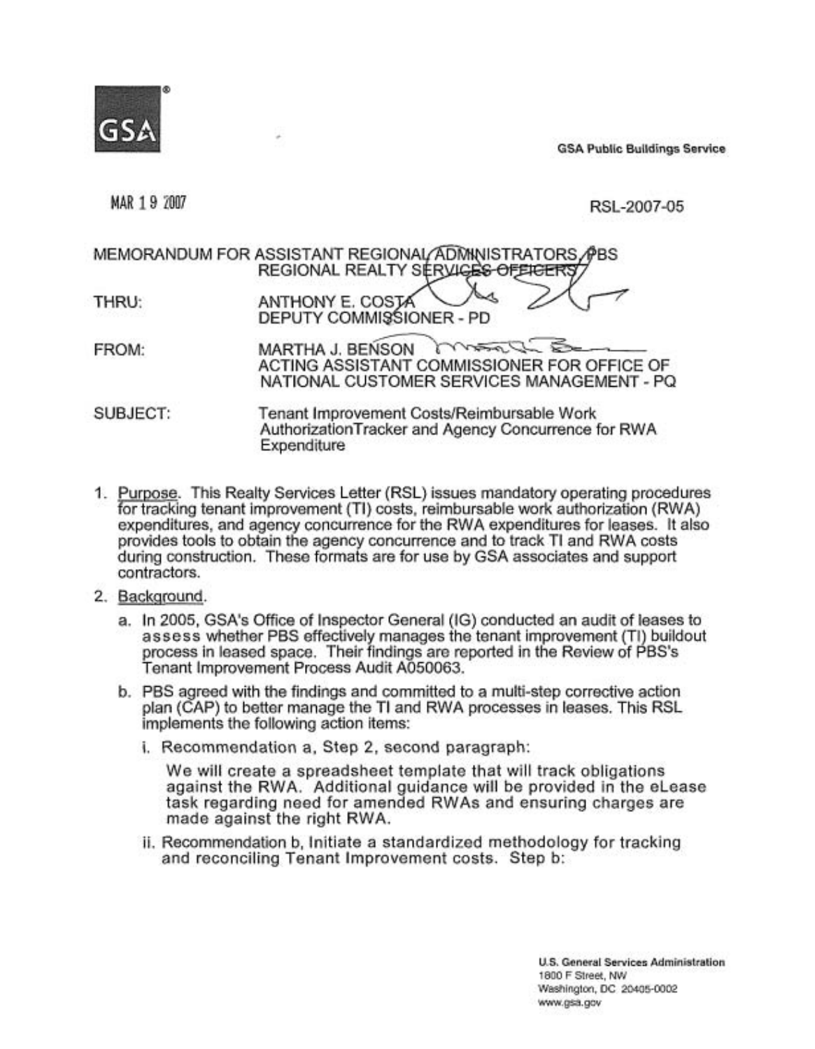GSA Public Buildings Service

MAR 19 2007

RSL-2007-05

MEMORANDUM FOR ASSISTANT REGIONAL ADMINISTRATORS, PBS
REGIONAL REALTY SERVICES OFFICERS

THRU: ANTHONY E. COSTA
DEPUTY COMMISSIONER - PD

FROM: MARTHA J. BENSON
ACTING ASSISTANT COMMISSIONER FOR OFFICE OF NATIONAL CUSTOMER SERVICES MANAGEMENT - PQ

SUBJECT: Tenant Improvement Costs/Reimbursable Work AuthorizationTracker and Agency Concurrence for RWA Expenditure

1. Purpose. This Realty Services Letter (RSL) issues mandatory operating procedures for tracking tenant improvement (TI) costs, reimbursable work authorization (RWA) expenditures, and agency concurrence for the RWA expenditures for leases. It also provides tools to obtain the agency concurrence and to track TI and RWA costs during construction. These formats are for use by GSA associates and support contractors.

2. Background.

   a. In 2005, GSA's Office of Inspector General (IG) conducted an audit of leases to assess whether PBS effectively manages the tenant improvement (TI) buildout process in leased space. Their findings are reported in the Review of PBS's Tenant Improvement Process Audit A050063.

   b. PBS agreed with the findings and committed to a multi-step corrective action plan (CAP) to better manage the TI and RWA processes in leases. This RSL implements the following action items:

      i. Recommendation a, Step 2, second paragraph:

         We will create a spreadsheet template that will track obligations against the RWA. Additional guidance will be provided in the eLease task regarding need for amended RWAs and ensuring charges are made against the right RWA.

      ii. Recommendation b, Initiate a standardized methodology for tracking and reconciling Tenant Improvement costs. Step b:

U.S. General Services Administration
1800 F Street, NW
Washington, DC 20405-0002
www.gsa.gov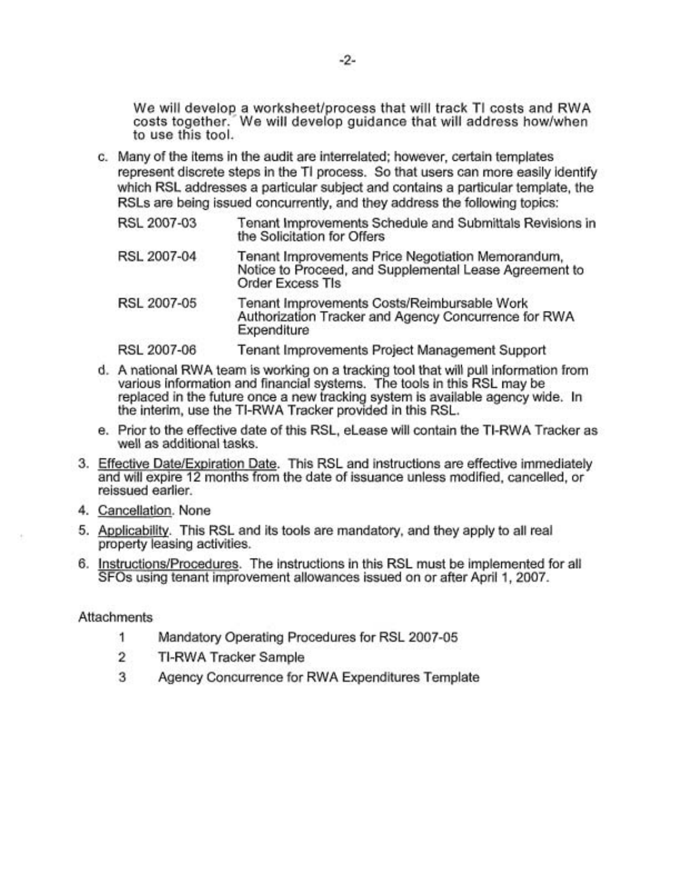We will develop a worksheet/process that will track TI costs and RWA costs together. We will develop guidance that will address how/when to use this tool.

c. Many of the items in the audit are interrelated; however, certain templates represent discrete steps in the TI process. So that users can more easily identify which RSL addresses a particular subject and contains a particular template, the RSLs are being issued concurrently, and they address the following topics:

| | |
|---|---|
| RSL 2007-03 | Tenant Improvements Schedule and Submittals Revisions in the Solicitation for Offers |
| RSL 2007-04 | Tenant Improvements Price Negotiation Memorandum, Notice to Proceed, and Supplemental Lease Agreement to Order Excess TIs |
| RSL 2007-05 | Tenant Improvements Costs/Reimbursable Work Authorization Tracker and Agency Concurrence for RWA Expenditure |
| RSL 2007-06 | Tenant Improvements Project Management Support |

d. A national RWA team is working on a tracking tool that will pull information from various information and financial systems. The tools in this RSL may be replaced in the future once a new tracking system is available agency wide. In the interim, use the TI-RWA Tracker provided in this RSL.

e. Prior to the effective date of this RSL, eLease will contain the TI-RWA Tracker as well as additional tasks.

3. Effective Date/Expiration Date. This RSL and instructions are effective immediately and will expire 12 months from the date of issuance unless modified, cancelled, or reissued earlier.

4. Cancellation. None

5. Applicability. This RSL and its tools are mandatory, and they apply to all real property leasing activities.

6. Instructions/Procedures. The instructions in this RSL must be implemented for all SFOs using tenant improvement allowances issued on or after April 1, 2007.

Attachments

1. Mandatory Operating Procedures for RSL 2007-05
2. TI-RWA Tracker Sample
3. Agency Concurrence for RWA Expenditures Template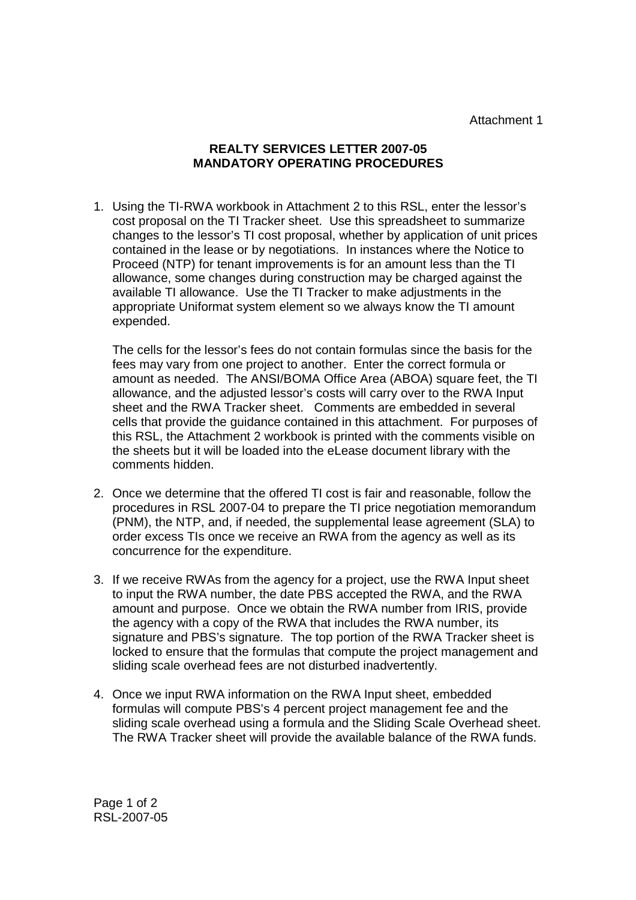Attachment 1

**REALTY SERVICES LETTER 2007-05**
**MANDATORY OPERATING PROCEDURES**

1. Using the TI-RWA workbook in Attachment 2 to this RSL, enter the lessor's cost proposal on the TI Tracker sheet. Use this spreadsheet to summarize changes to the lessor's TI cost proposal, whether by application of unit prices contained in the lease or by negotiations. In instances where the Notice to Proceed (NTP) for tenant improvements is for an amount less than the TI allowance, some changes during construction may be charged against the available TI allowance. Use the TI Tracker to make adjustments in the appropriate Uniformat system element so we always know the TI amount expended.

   The cells for the lessor's fees do not contain formulas since the basis for the fees may vary from one project to another. Enter the correct formula or amount as needed. The ANSI/BOMA Office Area (ABOA) square feet, the TI allowance, and the adjusted lessor's costs will carry over to the RWA Input sheet and the RWA Tracker sheet. Comments are embedded in several cells that provide the guidance contained in this attachment. For purposes of this RSL, the Attachment 2 workbook is printed with the comments visible on the sheets but it will be loaded into the eLease document library with the comments hidden.

2. Once we determine that the offered TI cost is fair and reasonable, follow the procedures in RSL 2007-04 to prepare the TI price negotiation memorandum (PNM), the NTP, and, if needed, the supplemental lease agreement (SLA) to order excess TIs once we receive an RWA from the agency as well as its concurrence for the expenditure.

3. If we receive RWAs from the agency for a project, use the RWA Input sheet to input the RWA number, the date PBS accepted the RWA, and the RWA amount and purpose. Once we obtain the RWA number from IRIS, provide the agency with a copy of the RWA that includes the RWA number, its signature and PBS's signature. The top portion of the RWA Tracker sheet is locked to ensure that the formulas that compute the project management and sliding scale overhead fees are not disturbed inadvertently.

4. Once we input RWA information on the RWA Input sheet, embedded formulas will compute PBS's 4 percent project management fee and the sliding scale overhead using a formula and the Sliding Scale Overhead sheet. The RWA Tracker sheet will provide the available balance of the RWA funds.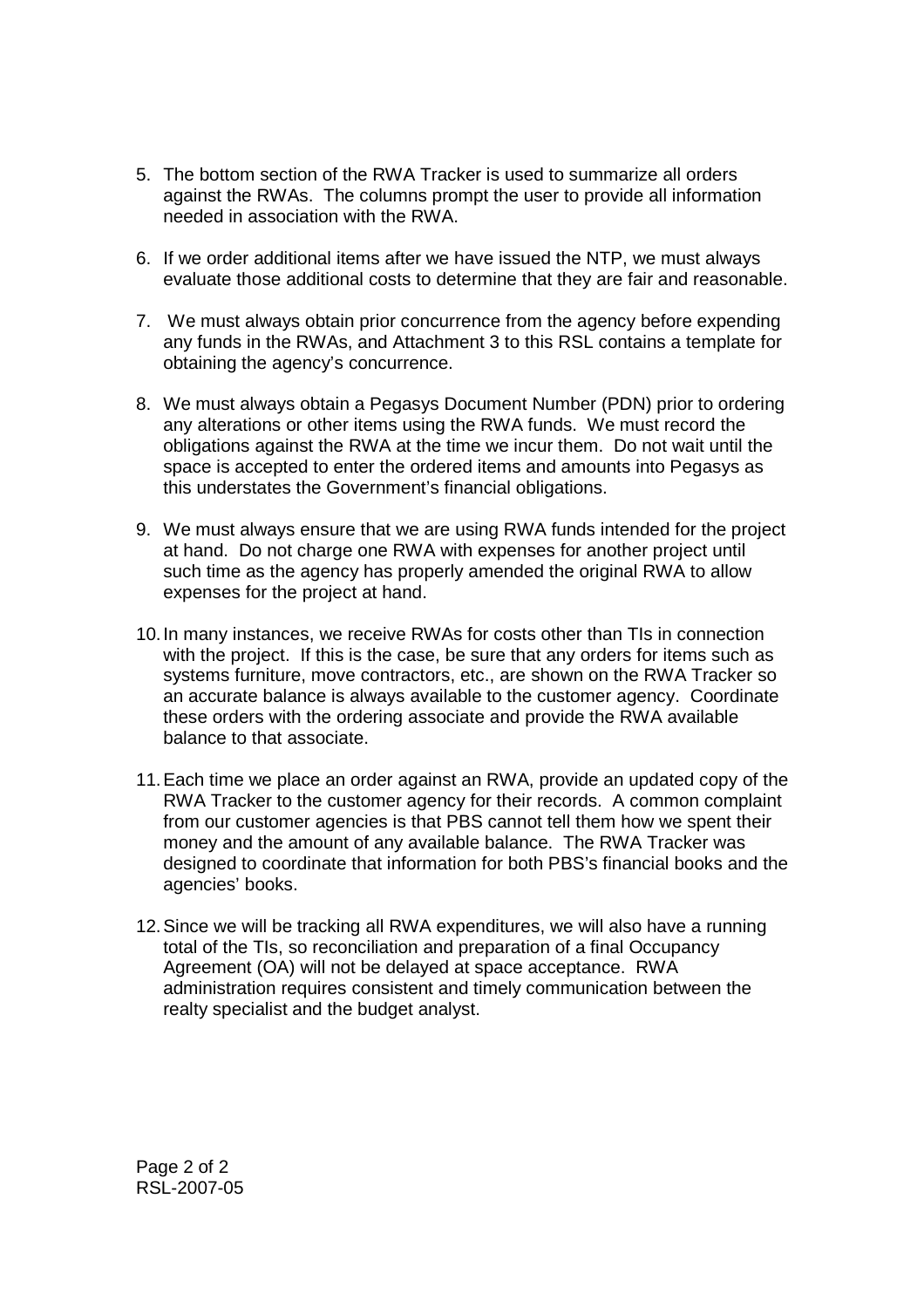5. The bottom section of the RWA Tracker is used to summarize all orders against the RWAs. The columns prompt the user to provide all information needed in association with the RWA.

6. If we order additional items after we have issued the NTP, we must always evaluate those additional costs to determine that they are fair and reasonable.

7. We must always obtain prior concurrence from the agency before expending any funds in the RWAs, and Attachment 3 to this RSL contains a template for obtaining the agency's concurrence.

8. We must always obtain a Pegasys Document Number (PDN) prior to ordering any alterations or other items using the RWA funds. We must record the obligations against the RWA at the time we incur them. Do not wait until the space is accepted to enter the ordered items and amounts into Pegasys as this understates the Government's financial obligations.

9. We must always ensure that we are using RWA funds intended for the project at hand. Do not charge one RWA with expenses for another project until such time as the agency has properly amended the original RWA to allow expenses for the project at hand.

10. In many instances, we receive RWAs for costs other than TIs in connection with the project. If this is the case, be sure that any orders for items such as systems furniture, move contractors, etc., are shown on the RWA Tracker so an accurate balance is always available to the customer agency. Coordinate these orders with the ordering associate and provide the RWA available balance to that associate.

11. Each time we place an order against an RWA, provide an updated copy of the RWA Tracker to the customer agency for their records. A common complaint from our customer agencies is that PBS cannot tell them how we spent their money and the amount of any available balance. The RWA Tracker was designed to coordinate that information for both PBS's financial books and the agencies' books.

12. Since we will be tracking all RWA expenditures, we will also have a running total of the TIs, so reconciliation and preparation of a final Occupancy Agreement (OA) will not be delayed at space acceptance. RWA administration requires consistent and timely communication between the realty specialist and the budget analyst.

RSL-2007-05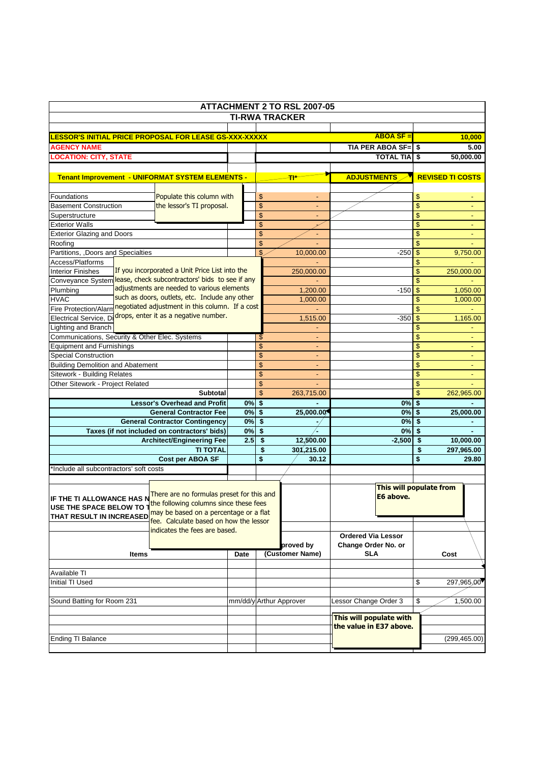# ATTACHMENT 2 TO RSL 2007-05

## TI-RWA TRACKER

| LESSOR'S INITIAL PRICE PROPOSAL FOR LEASE GS-XXX-XXXXX | | | | ABOA SF = | 10,000 |
|---|---|---|---|---|---|
| AGENCY NAME | | | | TIA PER ABOA SF= | $ 5.00 |
| LOCATION: CITY, STATE | | | | TOTAL TIA | $ 50,000.00 |

| Tenant Improvement - UNIFORMAT SYSTEM ELEMENTS - | | TI* | ADJUSTMENTS | REVISED TI COSTS |
|---|---|---|---|---|
| Foundations | | $ - | | $ - |
| Basement Construction | | $ - | | $ - |
| Superstructure | | $ - | | $ - |
| Exterior Walls | | $ - | | $ - |
| Exterior Glazing and Doors | | $ - | | $ - |
| Roofing | | $ - | | $ - |
| Partitions, ,Doors and Specialties | | $ 10,000.00 | -250 | $ 9,750.00 |
| Access/Platforms | | - | | $ - |
| Interior Finishes | | 250,000.00 | | $ 250,000.00 |
| Conveyance System | | - | | $ - |
| Plumbing | | 1,200.00 | -150 | $ 1,050.00 |
| HVAC | | 1,000.00 | | $ 1,000.00 |
| Fire Protection/Alarm | | - | | $ - |
| Electrical Service, Di | | 1,515.00 | -350 | $ 1,165.00 |
| Lighting and Branch | | - | | $ - |
| Communications, Security & Other Elec. Systems | | $ - | | $ - |
| Equipment and Furnishings | | $ - | | $ - |
| Special Construction | | $ - | | $ - |
| Building Demolition and Abatement | | $ - | | $ - |
| Sitework - Building Relates | | $ - | | $ - |
| Other Sitework - Project Related | | $ - | | $ - |
| **Subtotal** | | $ 263,715.00 | | $ 262,965.00 |
| **Lessor's Overhead and Profit** | 0% | $ - | 0% | $ - |
| **General Contractor Fee** | 0% | $ 25,000.00 | 0% | $ 25,000.00 |
| **General Contractor Contingency** | 0% | $ - | 0% | $ - |
| **Taxes (if not included on contractors' bids)** | 0% | $ - | 0% | $ - |
| **Architect/Engineering Fee** | 2.5 | $ 12,500.00 | -2,500 | $ 10,000.00 |
| **TI TOTAL** | | $ 301,215.00 | | $ 297,965.00 |
| **Cost per ABOA SF** | | $ 30.12 | | $ 29.80 |

*Include all subcontractors' soft costs

Populate this column with the lessor's TI proposal.

If you incorporated a Unit Price List into the lease, check subcontractors' bids to see if any adjustments are needed to various elements such as doors, outlets, etc. Include any other negotiated adjustment in this column. If a cost drops, enter it as a negative number.

There are no formulas preset for this and the following columns since these fees may be based on a percentage or a flat fee. Calculate based on how the lessor indicates the fees are based.

**IF THE TI ALLOWANCE HAS N... USE THE SPACE BELOW TO T... THAT RESULT IN INCREASED...**

| Items | Date | ...proved by (Customer Name) | Ordered Via Lessor Change Order No. or SLA | Cost |
|---|---|---|---|---|
| Available TI | | | | |
| Initial TI Used | | | | $ 297,965.00 |
| Sound Batting for Room 231 | mm/dd/y | Arthur Approver | Lessor Change Order 3 | $ 1,500.00 |
| Ending TI Balance | | | | (299,465.00) |

This will populate from E6 above.

This will populate with the value in E37 above.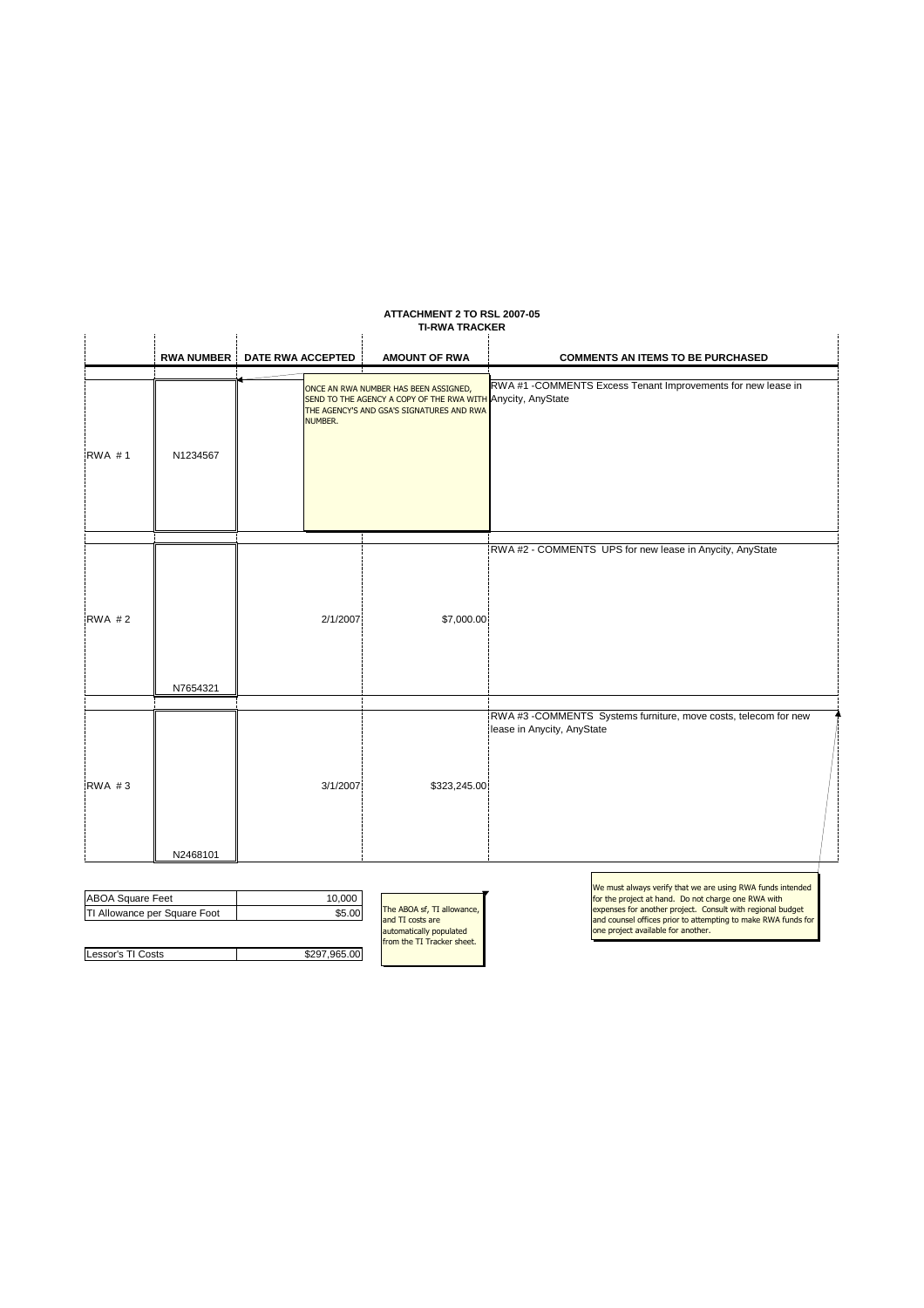# ATTACHMENT 2 TO RSL 2007-05

## TI-RWA TRACKER

| | RWA NUMBER | DATE RWA ACCEPTED | AMOUNT OF RWA | COMMENTS AN ITEMS TO BE PURCHASED |
|---|---|---|---|---|
| RWA # 1 | N1234567 | | | RWA #1 -COMMENTS Excess Tenant Improvements for new lease in Anycity, AnyState |
| RWA # 2 | N7654321 | 2/1/2007 | $7,000.00 | RWA #2 - COMMENTS UPS for new lease in Anycity, AnyState |
| RWA # 3 | N2468101 | 3/1/2007 | $323,245.00 | RWA #3 -COMMENTS Systems furniture, move costs, telecom for new lease in Anycity, AnyState |

ONCE AN RWA NUMBER HAS BEEN ASSIGNED, SEND TO THE AGENCY A COPY OF THE RWA WITH THE AGENCY'S AND GSA'S SIGNATURES AND RWA NUMBER.

| | |
|---|---|
| ABOA Square Feet | 10,000 |
| TI Allowance per Square Foot | $5.00 |
| | |
| Lessor's TI Costs | $297,965.00 |

The ABOA sf, TI allowance, and TI costs are automatically populated from the TI Tracker sheet.

We must always verify that we are using RWA funds intended for the project at hand. Do not charge one RWA with expenses for another project. Consult with regional budget and counsel offices prior to attempting to make RWA funds for one project available for another.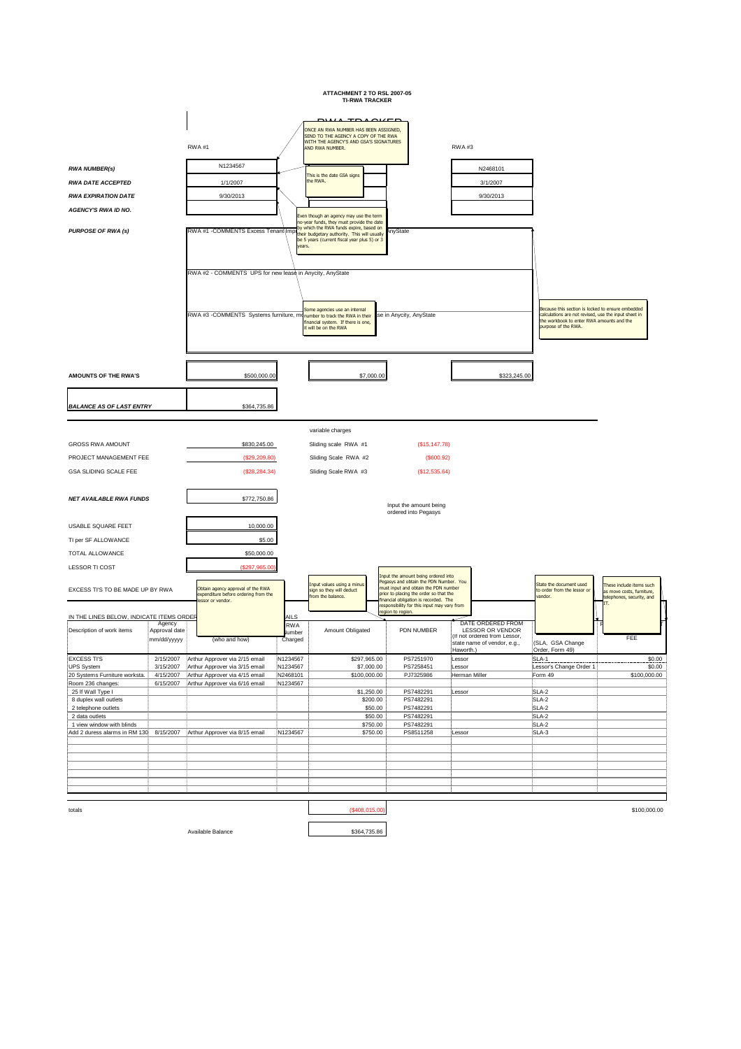# ATTACHMENT 2 TO RSL 2007-05
## TI-RWA TRACKER

RWA TRACKER

| | RWA #1 | | RWA #3 |
|---|---|---|---|
| ***RWA NUMBER(s)*** | N1234567 | | N2468101 |
| ***RWA DATE ACCEPTED*** | 1/1/2007 | | 3/1/2007 |
| ***RWA EXPIRATION DATE*** | 9/30/2013 | | 9/30/2013 |
| ***AGENCY'S RWA ID NO.*** | | | |

> ONCE AN RWA NUMBER HAS BEEN ASSIGNED, SEND TO THE AGENCY A COPY OF THE RWA WITH THE AGENCY'S AND GSA'S SIGNATURES AND RWA NUMBER.

> This is the date GSA signs the RWA.

> Even though an agency may use the term no-year funds, they must provide the date by which the RWA funds expire, based on their budgetary authority. This will usually be 5 years (current fiscal year plus 5) or 3 years.

> Some agencies use an internal number to track the RWA in their financial system. If there is one, it will be on the RWA

> Because this section is locked to ensure embedded calculations are not revised, use the input sheet in the workbook to enter RWA amounts and the purpose of the RWA.

***PURPOSE OF RWA (s)***

RWA #1 -COMMENTS Excess Tenant Imp... AnyState

RWA #2 - COMMENTS UPS for new lease in Anycity, AnyState

RWA #3 -COMMENTS Systems furniture, m... se in Anycity, AnyState

| | RWA #1 | RWA #2 | RWA #3 |
|---|---|---|---|
| **AMOUNTS OF THE RWA'S** | $500,000.00 | $7,000.00 | $323,245.00 |

***BALANCE AS OF LAST ENTRY*** $364,735.86

| | | variable charges | |
|---|---|---|---|
| GROSS RWA AMOUNT | $830,245.00 | Sliding scale RWA #1 | ($15,147.78) |
| PROJECT MANAGEMENT FEE | ($29,209.80) | Sliding Scale RWA #2 | ($600.92) |
| GSA SLIDING SCALE FEE | ($28,284.34) | Sliding Scale RWA #3 | ($12,535.64) |

***NET AVAILABLE RWA FUNDS*** $772,750.86

Input the amount being ordered into Pegasys

| | |
|---|---|
| USABLE SQUARE FEET | 10,000.00 |
| TI per SF ALLOWANCE | $5.00 |
| TOTAL ALLOWANCE | $50,000.00 |
| LESSOR TI COST | ($297,965.00) |

EXCESS TI'S TO BE MADE UP BY RWA

> Obtain agency approval of the RWA expenditure before ordering from the lessor or vendor.

> Input values using a minus sign so they will deduct from the balance.

> Input the amount being ordered into Pegasys and obtain the PDN Number. You must input and obtain the PDN number prior to placing the order so that the financial obligation is recorded. The responsibility for this input may vary from region to region.

> State the document used to order from the lessor or vendor.

> These include items such as move costs, furniture, telephones, security, and IT.

IN THE LINES BELOW, INDICATE ITEMS ORDER...

| Description of work items | Agency Approval date mm/dd/yyyyy | (who and how) | RWA Number Charged | Amount Obligated | PDN NUMBER | DATE ORDERED FROM LESSOR OR VENDOR (If not ordered from Lessor, state name of vendor, e.g., Haworth.) | (SLA, GSA Change Order, Form 49) | FEE |
|---|---|---|---|---|---|---|---|---|
| EXCESS TI'S | 2/15/2007 | Arthur Approver via 2/15 email | N1234567 | $297,965.00 | PS7251970 | Lessor | SLA-1 | $0.00 |
| UPS System | 3/15/2007 | Arthur Approver via 3/15 email | N1234567 | $7,000.00 | PS7258451 | Lessor | Lessor's Change Order 1 | $0.00 |
| 20 Systems Furniture worksta. | 4/15/2007 | Arthur Approver via 4/15 email | N2468101 | $100,000.00 | PJ7325986 | Herman Miller | Form 49 | $100,000.00 |
| Room 236 changes: | 6/15/2007 | Arthur Approver via 6/16 email | N1234567 | | | | | |
| 25 lf Wall Type I | | | | $1,250.00 | PS7482291 | Lessor | SLA-2 | |
| 8 duplex wall outlets | | | | $200.00 | PS7482291 | | SLA-2 | |
| 2 telephone outlets | | | | $50.00 | PS7482291 | | SLA-2 | |
| 2 data outlets | | | | $50.00 | PS7482291 | | SLA-2 | |
| 1 view window with blinds | | | | $750.00 | PS7482291 | | SLA-2 | |
| Add 2 duress alarms in RM 130 | 8/15/2007 | Arthur Approver via 8/15 email | N1234567 | $750.00 | PS8511258 | Lessor | SLA-3 | |
| totals | | | | ($408,015.00) | | | | $100,000.00 |

Available Balance $364,735.86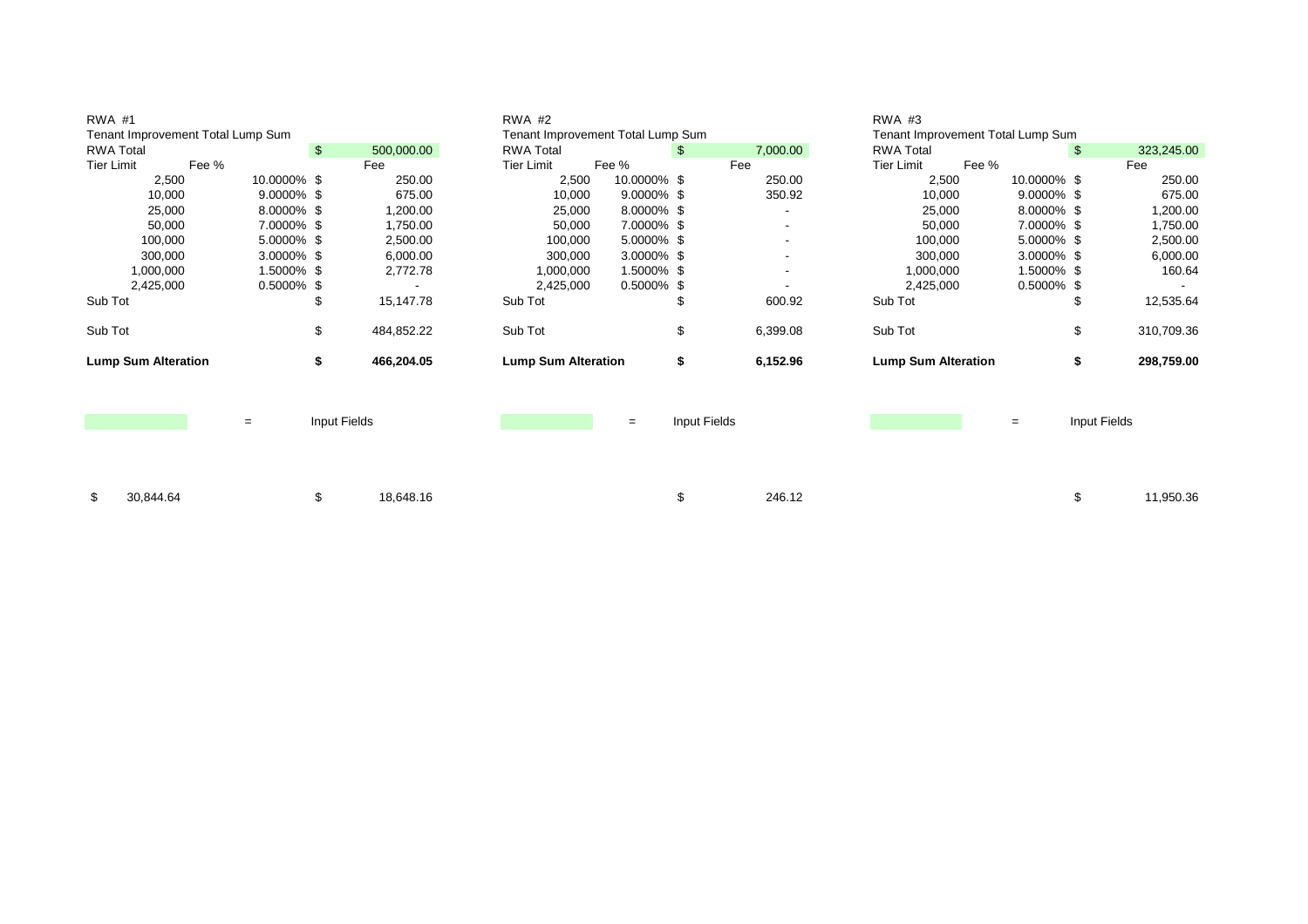RWA #1

Tenant Improvement Total Lump Sum

| RWA Total | | $ | 500,000.00 |
|---|---|---|---|
| Tier Limit | Fee % | | Fee |
| 2,500 | 10.0000% | $ | 250.00 |
| 10,000 | 9.0000% | $ | 675.00 |
| 25,000 | 8.0000% | $ | 1,200.00 |
| 50,000 | 7.0000% | $ | 1,750.00 |
| 100,000 | 5.0000% | $ | 2,500.00 |
| 300,000 | 3.0000% | $ | 6,000.00 |
| 1,000,000 | 1.5000% | $ | 2,772.78 |
| 2,425,000 | 0.5000% | $ | - |
| Sub Tot | | $ | 15,147.78 |
| Sub Tot | | $ | 484,852.22 |
| **Lump Sum Alteration** | | **$** | **466,204.05** |

RWA #2

Tenant Improvement Total Lump Sum

| RWA Total | | $ | 7,000.00 |
|---|---|---|---|
| Tier Limit | Fee % | | Fee |
| 2,500 | 10.0000% | $ | 250.00 |
| 10,000 | 9.0000% | $ | 350.92 |
| 25,000 | 8.0000% | $ | - |
| 50,000 | 7.0000% | $ | - |
| 100,000 | 5.0000% | $ | - |
| 300,000 | 3.0000% | $ | - |
| 1,000,000 | 1.5000% | $ | - |
| 2,425,000 | 0.5000% | $ | - |
| Sub Tot | | $ | 600.92 |
| Sub Tot | | $ | 6,399.08 |
| **Lump Sum Alteration** | | **$** | **6,152.96** |

RWA #3

Tenant Improvement Total Lump Sum

| RWA Total | | $ | 323,245.00 |
|---|---|---|---|
| Tier Limit | Fee % | | Fee |
| 2,500 | 10.0000% | $ | 250.00 |
| 10,000 | 9.0000% | $ | 675.00 |
| 25,000 | 8.0000% | $ | 1,200.00 |
| 50,000 | 7.0000% | $ | 1,750.00 |
| 100,000 | 5.0000% | $ | 2,500.00 |
| 300,000 | 3.0000% | $ | 6,000.00 |
| 1,000,000 | 1.5000% | $ | 160.64 |
| 2,425,000 | 0.5000% | $ | - |
| Sub Tot | | $ | 12,535.64 |
| Sub Tot | | $ | 310,709.36 |
| **Lump Sum Alteration** | | **$** | **298,759.00** |

= Input Fields

= Input Fields

= Input Fields

| $ 30,844.64 | $ 18,648.16 | $ 246.12 | $ 11,950.36 |
|---|---|---|---|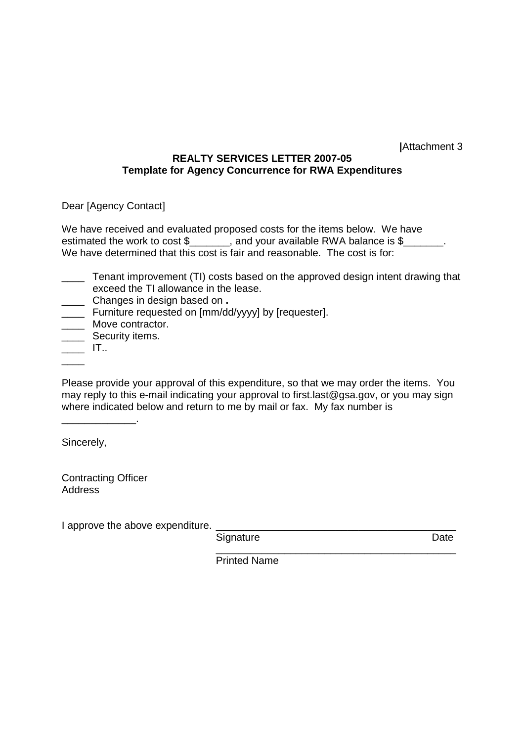Attachment 3

**REALTY SERVICES LETTER 2007-05**
**Template for Agency Concurrence for RWA Expenditures**

Dear [Agency Contact]

We have received and evaluated proposed costs for the items below. We have estimated the work to cost $_______, and your available RWA balance is $_______. We have determined that this cost is fair and reasonable. The cost is for:

____ Tenant improvement (TI) costs based on the approved design intent drawing that exceed the TI allowance in the lease.
____ Changes in design based on **.**
____ Furniture requested on [mm/dd/yyyy] by [requester].
____ Move contractor.
____ Security items.
____ IT..
____

Please provide your approval of this expenditure, so that we may order the items. You may reply to this e-mail indicating your approval to first.last@gsa.gov, or you may sign where indicated below and return to me by mail or fax. My fax number is _____________.

Sincerely,

Contracting Officer
Address

I approve the above expenditure. ___________________________________________
Signature Date
___________________________________________
Printed Name